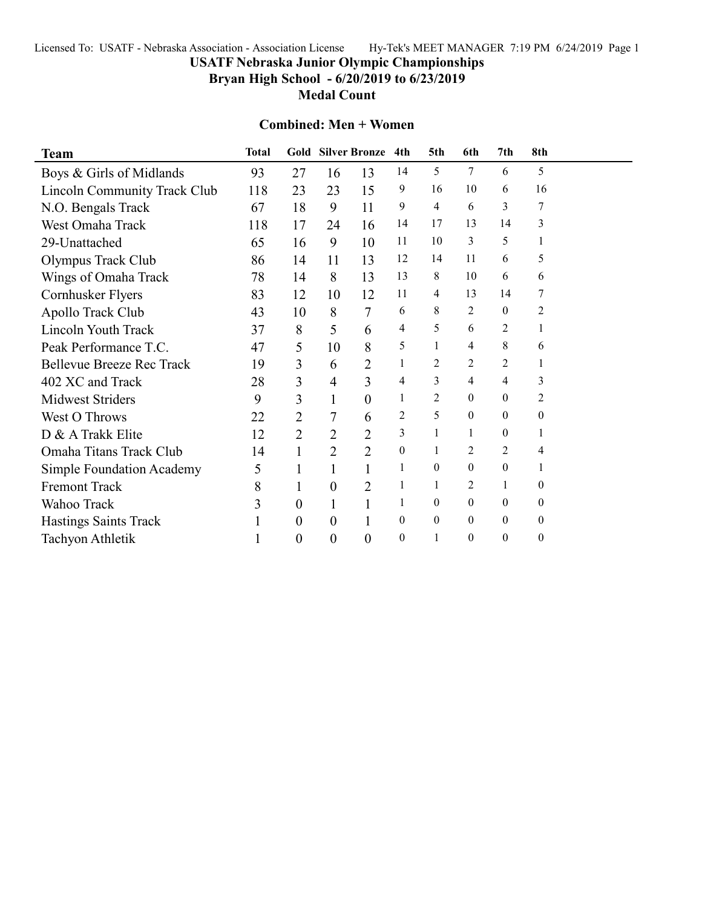Licensed To: USATF - Nebraska Association - Association License     Hy-Tek's MEET MANAGER 7:19 PM 6/24/2019 Page 1

# USATF Nebraska Junior Olympic Championships

## Bryan High School - 6/20/2019 to 6/23/2019

## Medal Count

### Combined: Men + Women

| Team | Total | Gold | Silver | Bronze | 4th | 5th | 6th | 7th | 8th |
|---|---|---|---|---|---|---|---|---|---|
| Boys & Girls of Midlands | 93 | 27 | 16 | 13 | 14 | 5 | 7 | 6 | 5 |
| Lincoln Community Track Club | 118 | 23 | 23 | 15 | 9 | 16 | 10 | 6 | 16 |
| N.O. Bengals Track | 67 | 18 | 9 | 11 | 9 | 4 | 6 | 3 | 7 |
| West Omaha Track | 118 | 17 | 24 | 16 | 14 | 17 | 13 | 14 | 3 |
| 29-Unattached | 65 | 16 | 9 | 10 | 11 | 10 | 3 | 5 | 1 |
| Olympus Track Club | 86 | 14 | 11 | 13 | 12 | 14 | 11 | 6 | 5 |
| Wings of Omaha Track | 78 | 14 | 8 | 13 | 13 | 8 | 10 | 6 | 6 |
| Cornhusker Flyers | 83 | 12 | 10 | 12 | 11 | 4 | 13 | 14 | 7 |
| Apollo Track Club | 43 | 10 | 8 | 7 | 6 | 8 | 2 | 0 | 2 |
| Lincoln Youth Track | 37 | 8 | 5 | 6 | 4 | 5 | 6 | 2 | 1 |
| Peak Performance T.C. | 47 | 5 | 10 | 8 | 5 | 1 | 4 | 8 | 6 |
| Bellevue Breeze Rec Track | 19 | 3 | 6 | 2 | 1 | 2 | 2 | 2 | 1 |
| 402 XC and Track | 28 | 3 | 4 | 3 | 4 | 3 | 4 | 4 | 3 |
| Midwest Striders | 9 | 3 | 1 | 0 | 1 | 2 | 0 | 0 | 2 |
| West O Throws | 22 | 2 | 7 | 6 | 2 | 5 | 0 | 0 | 0 |
| D & A Trakk Elite | 12 | 2 | 2 | 2 | 3 | 1 | 1 | 0 | 1 |
| Omaha Titans Track Club | 14 | 1 | 2 | 2 | 0 | 1 | 2 | 2 | 4 |
| Simple Foundation Academy | 5 | 1 | 1 | 1 | 1 | 0 | 0 | 0 | 1 |
| Fremont Track | 8 | 1 | 0 | 2 | 1 | 1 | 2 | 1 | 0 |
| Wahoo Track | 3 | 0 | 1 | 1 | 1 | 0 | 0 | 0 | 0 |
| Hastings Saints Track | 1 | 0 | 0 | 1 | 0 | 0 | 0 | 0 | 0 |
| Tachyon Athletik | 1 | 0 | 0 | 0 | 0 | 1 | 0 | 0 | 0 |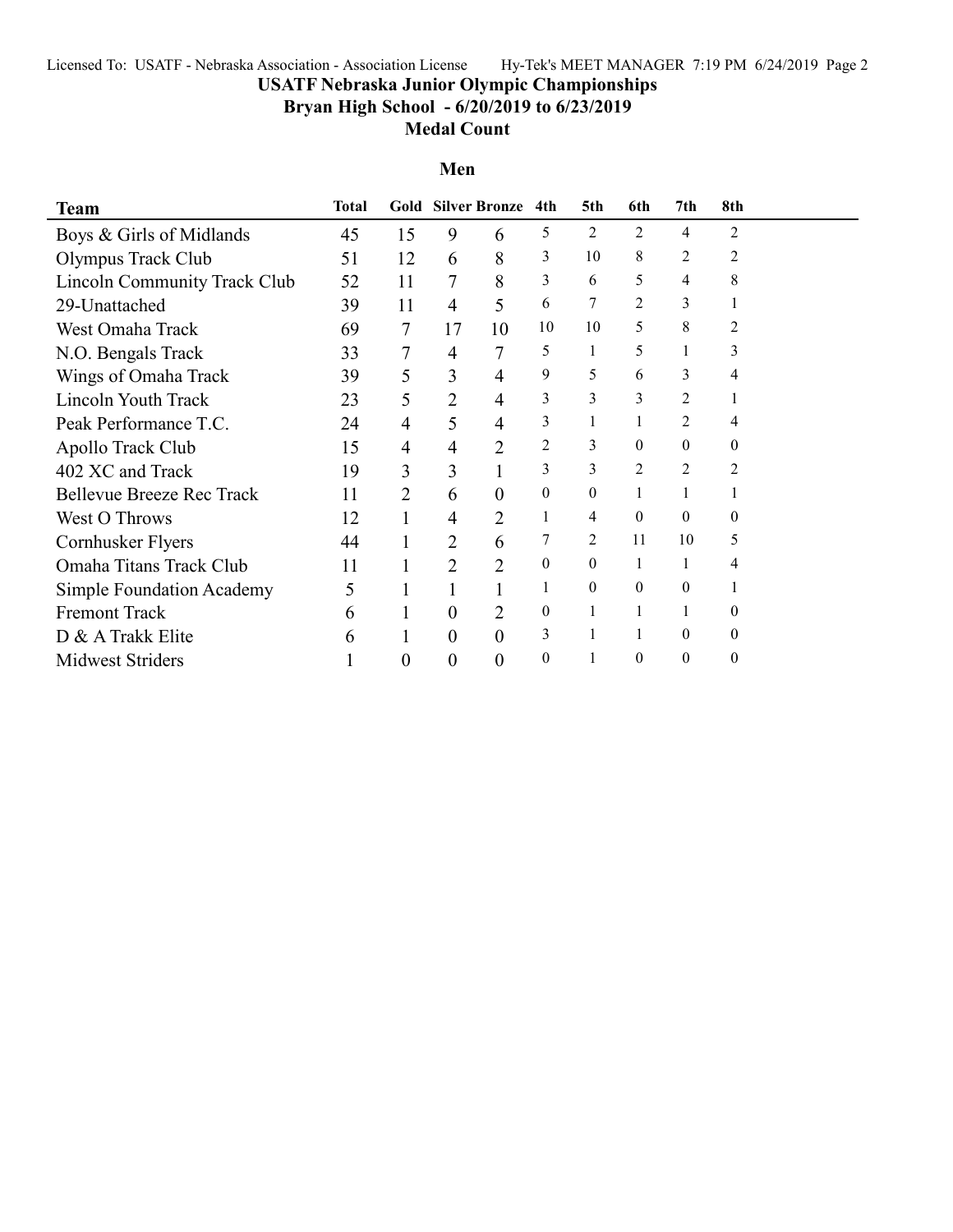# USATF Nebraska Junior Olympic Championships

## Bryan High School - 6/20/2019 to 6/23/2019

## Medal Count

### Men

| Team | Total | Gold | Silver | Bronze | 4th | 5th | 6th | 7th | 8th |
|---|---|---|---|---|---|---|---|---|---|
| Boys & Girls of Midlands | 45 | 15 | 9 | 6 | 5 | 2 | 2 | 4 | 2 |
| Olympus Track Club | 51 | 12 | 6 | 8 | 3 | 10 | 8 | 2 | 2 |
| Lincoln Community Track Club | 52 | 11 | 7 | 8 | 3 | 6 | 5 | 4 | 8 |
| 29-Unattached | 39 | 11 | 4 | 5 | 6 | 7 | 2 | 3 | 1 |
| West Omaha Track | 69 | 7 | 17 | 10 | 10 | 10 | 5 | 8 | 2 |
| N.O. Bengals Track | 33 | 7 | 4 | 7 | 5 | 1 | 5 | 1 | 3 |
| Wings of Omaha Track | 39 | 5 | 3 | 4 | 9 | 5 | 6 | 3 | 4 |
| Lincoln Youth Track | 23 | 5 | 2 | 4 | 3 | 3 | 3 | 2 | 1 |
| Peak Performance T.C. | 24 | 4 | 5 | 4 | 3 | 1 | 1 | 2 | 4 |
| Apollo Track Club | 15 | 4 | 4 | 2 | 2 | 3 | 0 | 0 | 0 |
| 402 XC and Track | 19 | 3 | 3 | 1 | 3 | 3 | 2 | 2 | 2 |
| Bellevue Breeze Rec Track | 11 | 2 | 6 | 0 | 0 | 0 | 1 | 1 | 1 |
| West O Throws | 12 | 1 | 4 | 2 | 1 | 4 | 0 | 0 | 0 |
| Cornhusker Flyers | 44 | 1 | 2 | 6 | 7 | 2 | 11 | 10 | 5 |
| Omaha Titans Track Club | 11 | 1 | 2 | 2 | 0 | 0 | 1 | 1 | 4 |
| Simple Foundation Academy | 5 | 1 | 1 | 1 | 1 | 0 | 0 | 0 | 1 |
| Fremont Track | 6 | 1 | 0 | 2 | 0 | 1 | 1 | 1 | 0 |
| D & A Trakk Elite | 6 | 1 | 0 | 0 | 3 | 1 | 1 | 0 | 0 |
| Midwest Striders | 1 | 0 | 0 | 0 | 0 | 1 | 0 | 0 | 0 |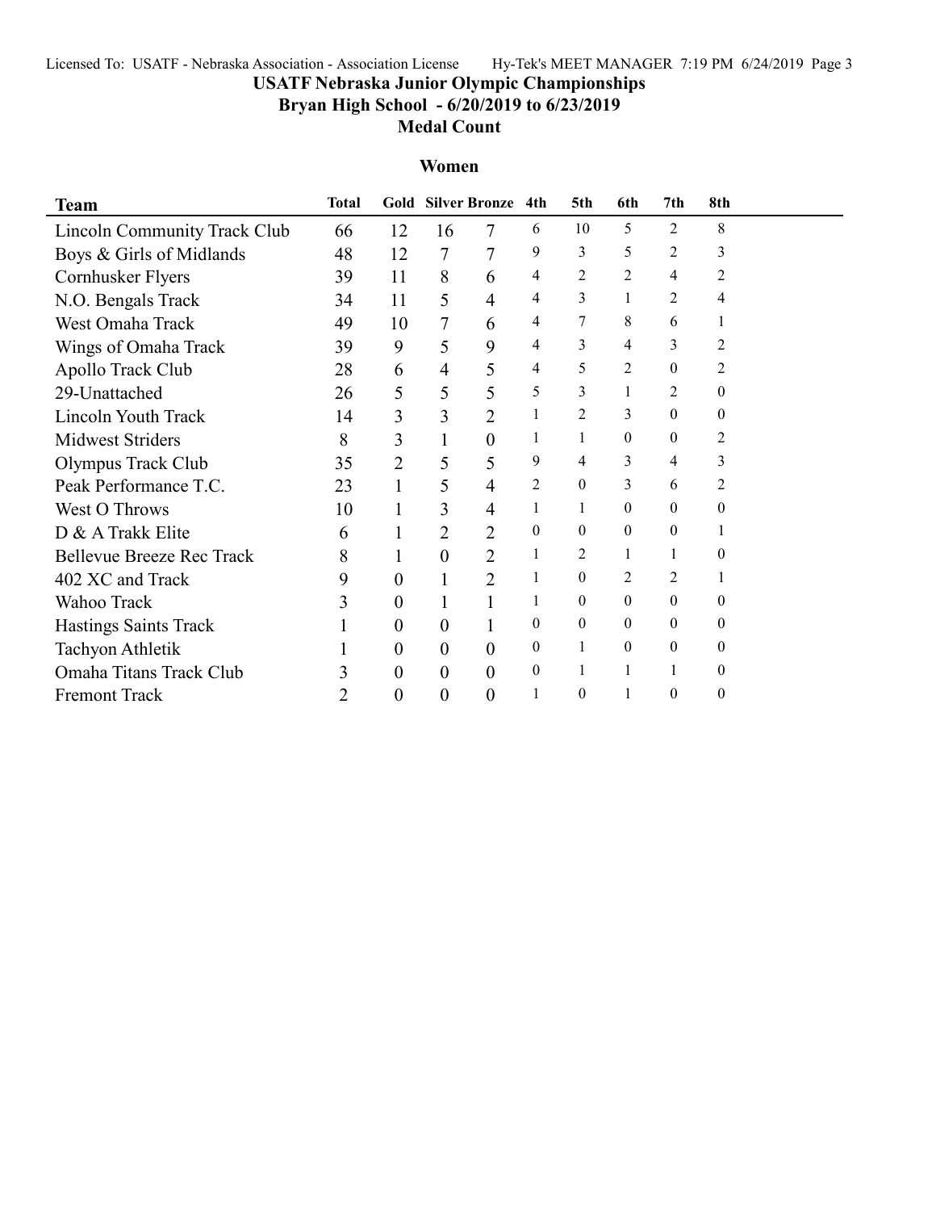# USATF Nebraska Junior Olympic Championships

## Bryan High School - 6/20/2019 to 6/23/2019

## Medal Count

### Women

| Team | Total | Gold | Silver | Bronze | 4th | 5th | 6th | 7th | 8th |
|---|---|---|---|---|---|---|---|---|---|
| Lincoln Community Track Club | 66 | 12 | 16 | 7 | 6 | 10 | 5 | 2 | 8 |
| Boys & Girls of Midlands | 48 | 12 | 7 | 7 | 9 | 3 | 5 | 2 | 3 |
| Cornhusker Flyers | 39 | 11 | 8 | 6 | 4 | 2 | 2 | 4 | 2 |
| N.O. Bengals Track | 34 | 11 | 5 | 4 | 4 | 3 | 1 | 2 | 4 |
| West Omaha Track | 49 | 10 | 7 | 6 | 4 | 7 | 8 | 6 | 1 |
| Wings of Omaha Track | 39 | 9 | 5 | 9 | 4 | 3 | 4 | 3 | 2 |
| Apollo Track Club | 28 | 6 | 4 | 5 | 4 | 5 | 2 | 0 | 2 |
| 29-Unattached | 26 | 5 | 5 | 5 | 5 | 3 | 1 | 2 | 0 |
| Lincoln Youth Track | 14 | 3 | 3 | 2 | 1 | 2 | 3 | 0 | 0 |
| Midwest Striders | 8 | 3 | 1 | 0 | 1 | 1 | 0 | 0 | 2 |
| Olympus Track Club | 35 | 2 | 5 | 5 | 9 | 4 | 3 | 4 | 3 |
| Peak Performance T.C. | 23 | 1 | 5 | 4 | 2 | 0 | 3 | 6 | 2 |
| West O Throws | 10 | 1 | 3 | 4 | 1 | 1 | 0 | 0 | 0 |
| D & A Trakk Elite | 6 | 1 | 2 | 2 | 0 | 0 | 0 | 0 | 1 |
| Bellevue Breeze Rec Track | 8 | 1 | 0 | 2 | 1 | 2 | 1 | 1 | 0 |
| 402 XC and Track | 9 | 0 | 1 | 2 | 1 | 0 | 2 | 2 | 1 |
| Wahoo Track | 3 | 0 | 1 | 1 | 1 | 0 | 0 | 0 | 0 |
| Hastings Saints Track | 1 | 0 | 0 | 1 | 0 | 0 | 0 | 0 | 0 |
| Tachyon Athletik | 1 | 0 | 0 | 0 | 0 | 1 | 0 | 0 | 0 |
| Omaha Titans Track Club | 3 | 0 | 0 | 0 | 0 | 1 | 1 | 1 | 0 |
| Fremont Track | 2 | 0 | 0 | 0 | 1 | 0 | 1 | 0 | 0 |